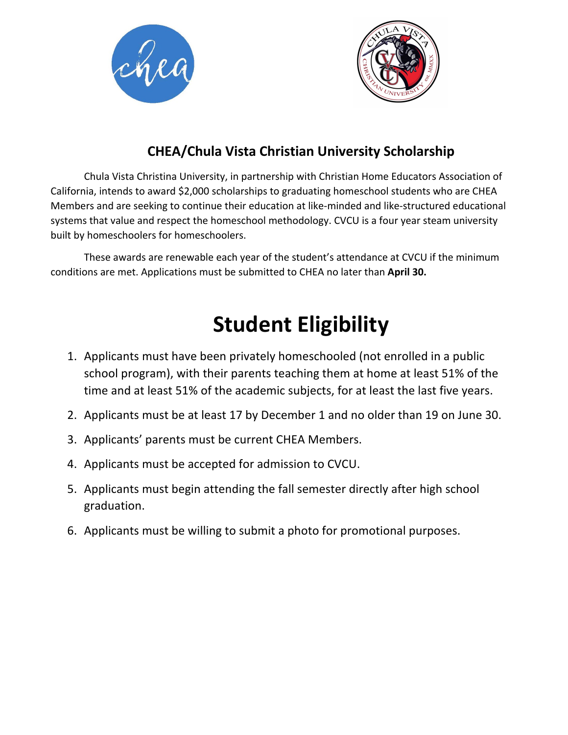## CHEA/Chula Vista Christian University Scholarship

Chula Vista Christina University, in partnership with Christian Home Educators Association of California, intends to award $2,000 scholarships to graduating homeschool students who are CHEA Members and are seeking to continue their education at like-minded and like-structured educational systems that value and respect the homeschool methodology. CVCU is a four year steam university built by homeschoolers for homeschoolers.

These awards are renewable each year of the student's attendance at CVCU if the minimum conditions are met. Applications must be submitted to CHEA no later than **April 30.**

# Student Eligibility

1. Applicants must have been privately homeschooled (not enrolled in a public school program), with their parents teaching them at home at least 51% of the time and at least 51% of the academic subjects, for at least the last five years.
2. Applicants must be at least 17 by December 1 and no older than 19 on June 30.
3. Applicants' parents must be current CHEA Members.
4. Applicants must be accepted for admission to CVCU.
5. Applicants must begin attending the fall semester directly after high school graduation.
6. Applicants must be willing to submit a photo for promotional purposes.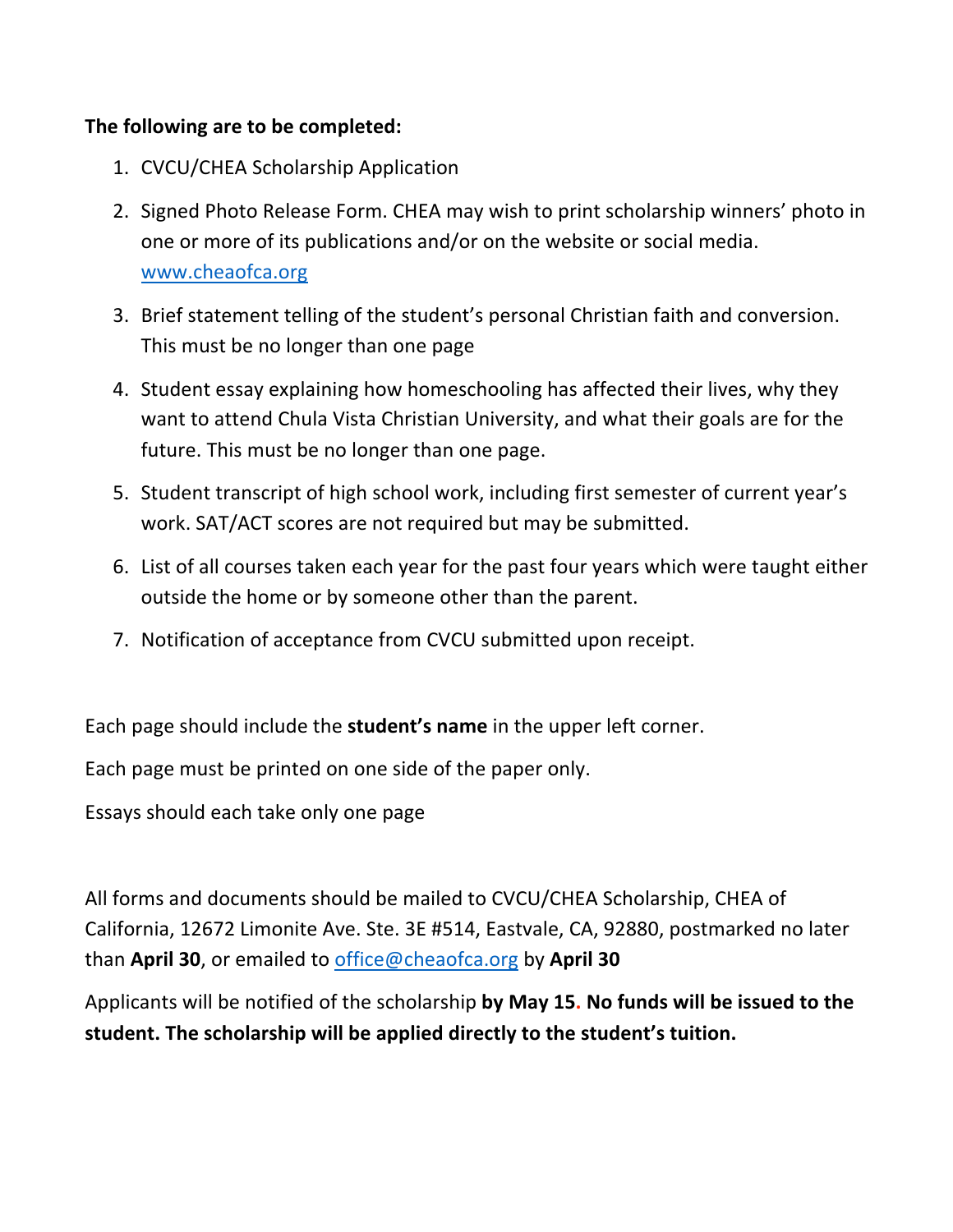**The following are to be completed:**

1. CVCU/CHEA Scholarship Application
2. Signed Photo Release Form. CHEA may wish to print scholarship winners' photo in one or more of its publications and/or on the website or social media. www.cheaofca.org
3. Brief statement telling of the student's personal Christian faith and conversion. This must be no longer than one page
4. Student essay explaining how homeschooling has affected their lives, why they want to attend Chula Vista Christian University, and what their goals are for the future. This must be no longer than one page.
5. Student transcript of high school work, including first semester of current year's work. SAT/ACT scores are not required but may be submitted.
6. List of all courses taken each year for the past four years which were taught either outside the home or by someone other than the parent.
7. Notification of acceptance from CVCU submitted upon receipt.

Each page should include the **student's name** in the upper left corner.

Each page must be printed on one side of the paper only.

Essays should each take only one page

All forms and documents should be mailed to CVCU/CHEA Scholarship, CHEA of California, 12672 Limonite Ave. Ste. 3E #514, Eastvale, CA, 92880, postmarked no later than **April 30**, or emailed to office@cheaofca.org by **April 30**

Applicants will be notified of the scholarship **by May 15. No funds will be issued to the student. The scholarship will be applied directly to the student's tuition.**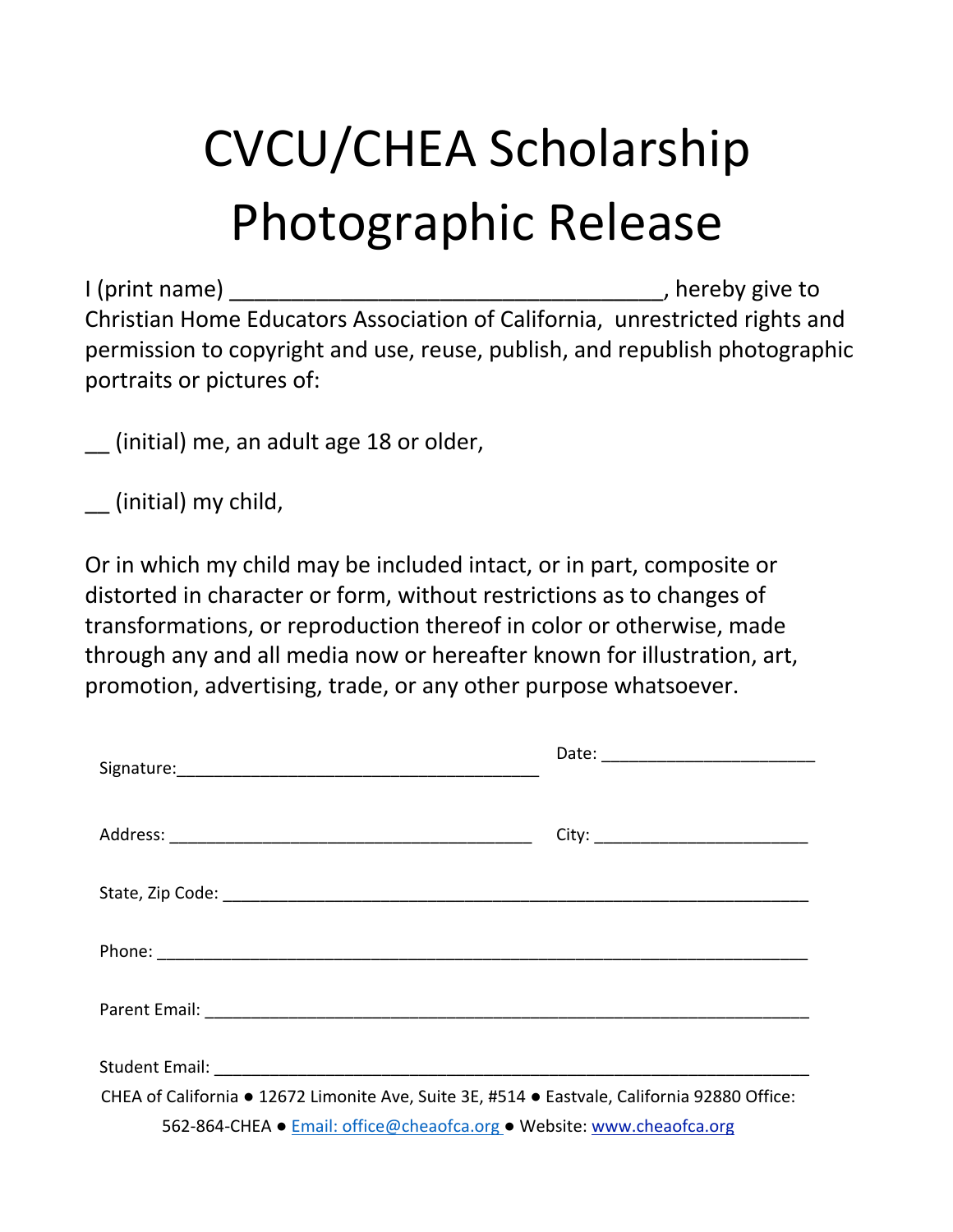# CVCU/CHEA Scholarship Photographic Release

I (print name) ___________________________________, hereby give to Christian Home Educators Association of California, unrestricted rights and permission to copyright and use, reuse, publish, and republish photographic portraits or pictures of:

__ (initial) me, an adult age 18 or older,

__ (initial) my child,

Or in which my child may be included intact, or in part, composite or distorted in character or form, without restrictions as to changes of transformations, or reproduction thereof in color or otherwise, made through any and all media now or hereafter known for illustration, art, promotion, advertising, trade, or any other purpose whatsoever.

Signature:_______________________________________ Date: ______________________

Address: _______________________________________ City: ______________________

State, Zip Code: ______________________________________________________________

Phone: ____________________________________________________________________

Parent Email: _______________________________________________________________

Student Email: ______________________________________________________________

CHEA of California ● 12672 Limonite Ave, Suite 3E, #514 ● Eastvale, California 92880 Office: 562-864-CHEA ● Email: office@cheaofca.org ● Website: www.cheaofca.org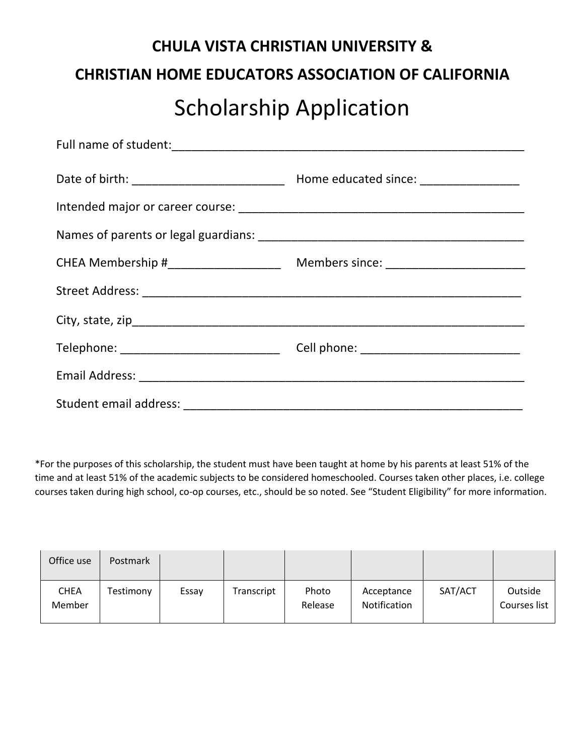**CHULA VISTA CHRISTIAN UNIVERSITY &**

**CHRISTIAN HOME EDUCATORS ASSOCIATION OF CALIFORNIA**

# Scholarship Application

Full name of student:_______________________________________________________

Date of birth: _______________________ Home educated since: _______________

Intended major or career course: ____________________________________________

Names of parents or legal guardians: _________________________________________

CHEA Membership #_________________ Members since: _____________________

Street Address: __________________________________________________________

City, state, zip____________________________________________________________

Telephone: ________________________ Cell phone: ________________________

Email Address: ___________________________________________________________

Student email address: ____________________________________________________

*For the purposes of this scholarship, the student must have been taught at home by his parents at least 51% of the time and at least 51% of the academic subjects to be considered homeschooled. Courses taken other places, i.e. college courses taken during high school, co-op courses, etc., should be so noted. See “Student Eligibility” for more information.

| Office use | Postmark | | | | | | |
|---|---|---|---|---|---|---|---|
| CHEA Member | Testimony | Essay | Transcript | Photo Release | Acceptance Notification | SAT/ACT | Outside Courses list |